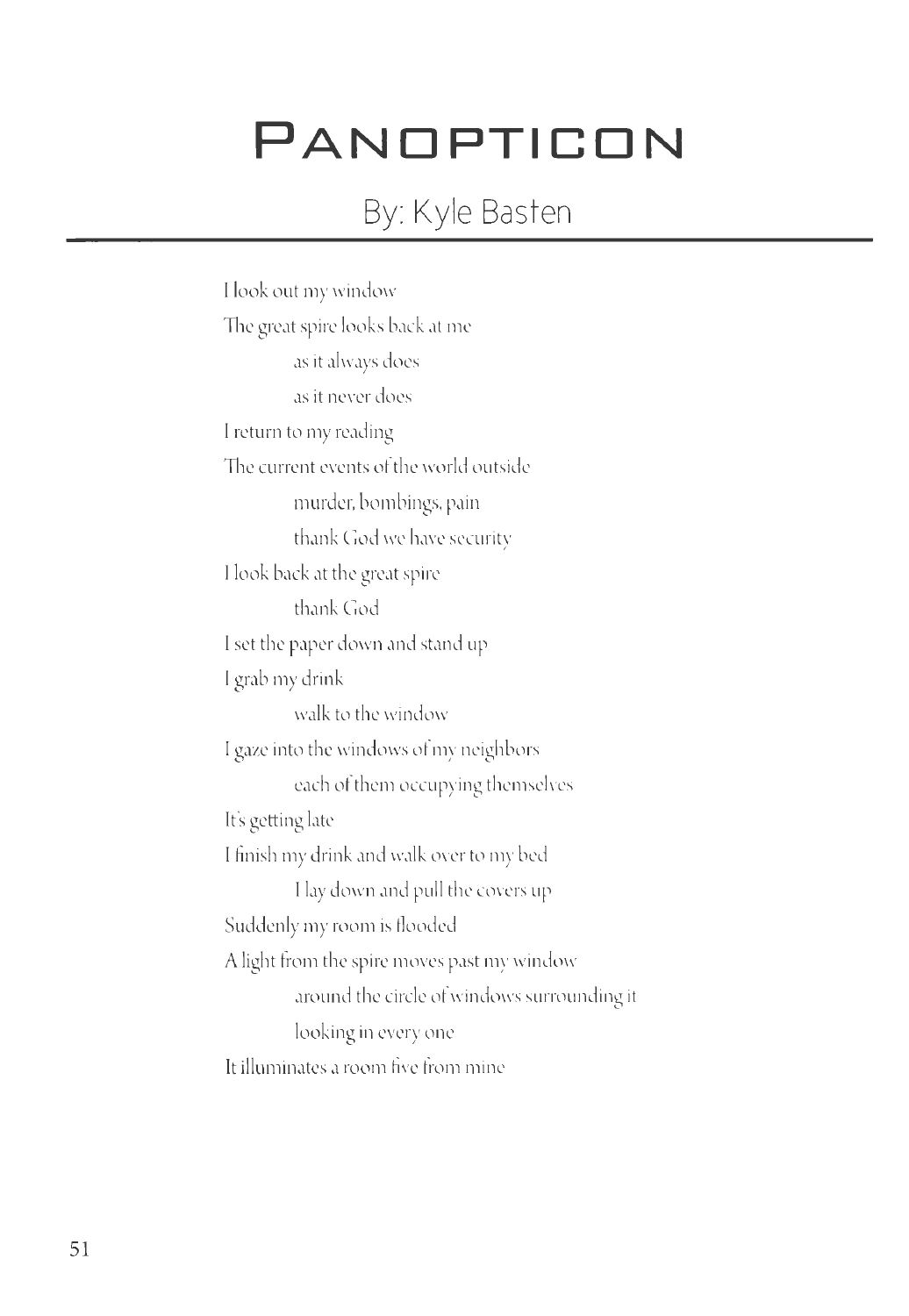# Panopticon

## By: Kyle Basten

I look out my window  
The great spire looks back at me  
&emsp;&emsp;&emsp;&emsp;as it always does  
&emsp;&emsp;&emsp;&emsp;as it never does  
I return to my reading  
The current events of the world outside  
&emsp;&emsp;&emsp;&emsp;murder, bombings, pain  
&emsp;&emsp;&emsp;&emsp;thank God we have security  
I look back at the great spire  
&emsp;&emsp;&emsp;&emsp;thank God  
I set the paper down and stand up  
I grab my drink  
&emsp;&emsp;&emsp;&emsp;walk to the window  
I gaze into the windows of my neighbors  
&emsp;&emsp;&emsp;&emsp;each of them occupying themselves  
It's getting late  
I finish my drink and walk over to my bed  
&emsp;&emsp;&emsp;&emsp;I lay down and pull the covers up  
Suddenly my room is flooded  
A light from the spire moves past my window  
&emsp;&emsp;&emsp;&emsp;around the circle of windows surrounding it  
&emsp;&emsp;&emsp;&emsp;looking in every one  
It illuminates a room five from mine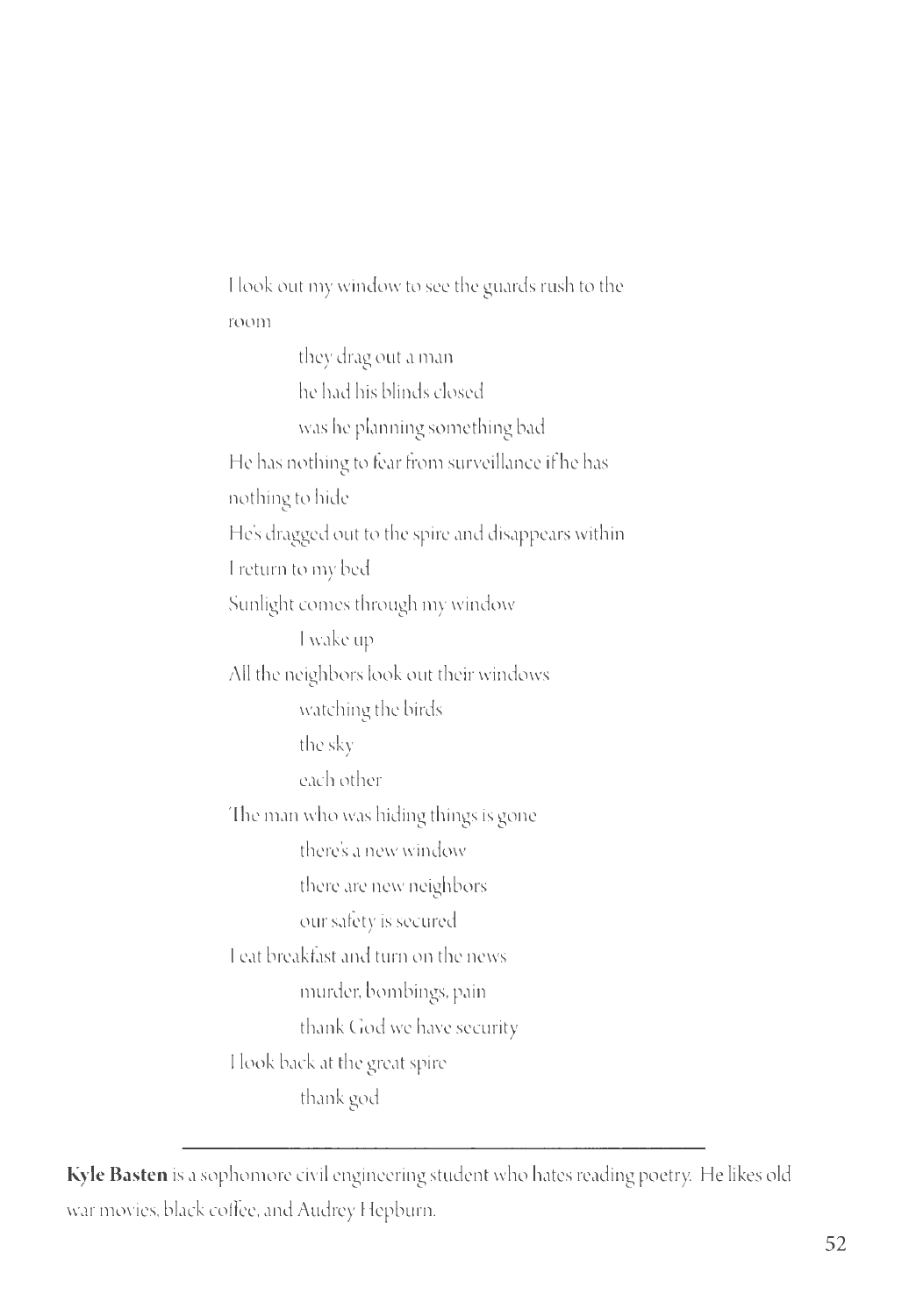I look out my window to see the guards rush to the room

    they drag out a man

    he had his blinds closed

    was he planning something bad

He has nothing to fear from surveillance if he has nothing to hide

He's dragged out to the spire and disappears within

I return to my bed

Sunlight comes through my window

    I wake up

All the neighbors look out their windows

    watching the birds

    the sky

    each other

The man who was hiding things is gone

    there's a new window

    there are new neighbors

    our safety is secured

I eat breakfast and turn on the news

    murder, bombings, pain

    thank God we have security

I look back at the great spire

    thank god

---

**Kyle Basten** is a sophomore civil engineering student who hates reading poetry. He likes old war movies, black coffee, and Audrey Hepburn.